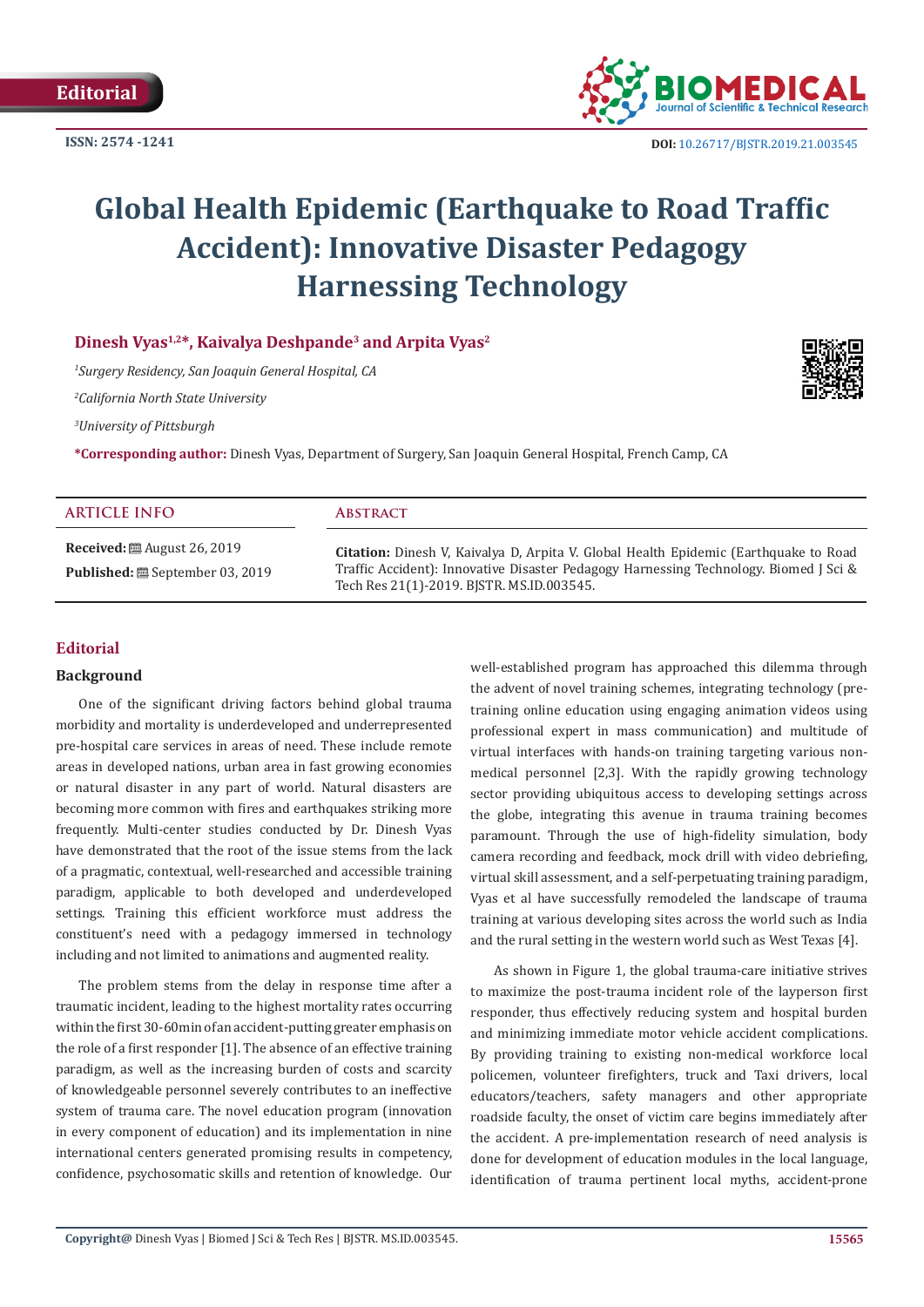Editorial

ISSN: 2574 -1241

DOI: 10.26717/BJSTR.2019.21.003545

# Global Health Epidemic (Earthquake to Road Traffic Accident): Innovative Disaster Pedagogy Harnessing Technology

**Dinesh Vyas[1,2]*, Kaivalya Deshpande[3] and Arpita Vyas[2]**

[1]*Surgery Residency, San Joaquin General Hospital, CA*

[2]*California North State University*

[3]*University of Pittsburgh*

***Corresponding author:** Dinesh Vyas, Department of Surgery, San Joaquin General Hospital, French Camp, CA

| ARTICLE INFO | Abstract |
| --- | --- |
| **Received:** August 26, 2019<br>**Published:** September 03, 2019 | **Citation:** Dinesh V, Kaivalya D, Arpita V. Global Health Epidemic (Earthquake to Road Traffic Accident): Innovative Disaster Pedagogy Harnessing Technology. Biomed J Sci & Tech Res 21(1)-2019. BJSTR. MS.ID.003545. |

## Editorial

### Background

One of the significant driving factors behind global trauma morbidity and mortality is underdeveloped and underrepresented pre-hospital care services in areas of need. These include remote areas in developed nations, urban area in fast growing economies or natural disaster in any part of world. Natural disasters are becoming more common with fires and earthquakes striking more frequently. Multi-center studies conducted by Dr. Dinesh Vyas have demonstrated that the root of the issue stems from the lack of a pragmatic, contextual, well-researched and accessible training paradigm, applicable to both developed and underdeveloped settings. Training this efficient workforce must address the constituent's need with a pedagogy immersed in technology including and not limited to animations and augmented reality.

The problem stems from the delay in response time after a traumatic incident, leading to the highest mortality rates occurring within the first 30-60min of an accident-putting greater emphasis on the role of a first responder [1]. The absence of an effective training paradigm, as well as the increasing burden of costs and scarcity of knowledgeable personnel severely contributes to an ineffective system of trauma care. The novel education program (innovation in every component of education) and its implementation in nine international centers generated promising results in competency, confidence, psychosomatic skills and retention of knowledge. Our well-established program has approached this dilemma through the advent of novel training schemes, integrating technology (pre-training online education using engaging animation videos using professional expert in mass communication) and multitude of virtual interfaces with hands-on training targeting various non-medical personnel [2,3]. With the rapidly growing technology sector providing ubiquitous access to developing settings across the globe, integrating this avenue in trauma training becomes paramount. Through the use of high-fidelity simulation, body camera recording and feedback, mock drill with video debriefing, virtual skill assessment, and a self-perpetuating training paradigm, Vyas et al have successfully remodeled the landscape of trauma training at various developing sites across the world such as India and the rural setting in the western world such as West Texas [4].

As shown in Figure 1, the global trauma-care initiative strives to maximize the post-trauma incident role of the layperson first responder, thus effectively reducing system and hospital burden and minimizing immediate motor vehicle accident complications. By providing training to existing non-medical workforce local policemen, volunteer firefighters, truck and Taxi drivers, local educators/teachers, safety managers and other appropriate roadside faculty, the onset of victim care begins immediately after the accident. A pre-implementation research of need analysis is done for development of education modules in the local language, identification of trauma pertinent local myths, accident-prone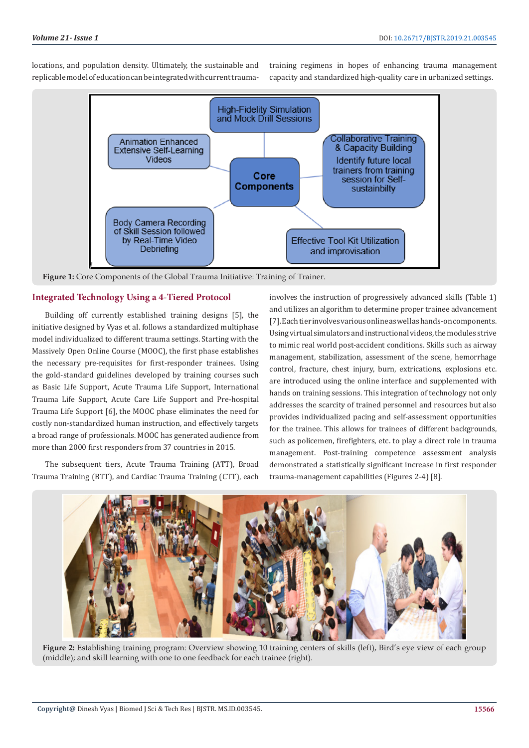locations, and population density. Ultimately, the sustainable and replicable model of education can be integrated with current trauma-training regimens in hopes of enhancing trauma management capacity and standardized high-quality care in urbanized settings.

**Figure 1:** Core Components of the Global Trauma Initiative: Training of Trainer.

## Integrated Technology Using a 4-Tiered Protocol

Building off currently established training designs [5], the initiative designed by Vyas et al. follows a standardized multiphase model individualized to different trauma settings. Starting with the Massively Open Online Course (MOOC), the first phase establishes the necessary pre-requisites for first-responder trainees. Using the gold-standard guidelines developed by training courses such as Basic Life Support, Acute Trauma Life Support, International Trauma Life Support, Acute Care Life Support and Pre-hospital Trauma Life Support [6], the MOOC phase eliminates the need for costly non-standardized human instruction, and effectively targets a broad range of professionals. MOOC has generated audience from more than 2000 first responders from 37 countries in 2015.

The subsequent tiers, Acute Trauma Training (ATT), Broad Trauma Training (BTT), and Cardiac Trauma Training (CTT), each involves the instruction of progressively advanced skills (Table 1) and utilizes an algorithm to determine proper trainee advancement [7]. Each tier involves various online as well as hands-on components. Using virtual simulators and instructional videos, the modules strive to mimic real world post-accident conditions. Skills such as airway management, stabilization, assessment of the scene, hemorrhage control, fracture, chest injury, burn, extrications, explosions etc. are introduced using the online interface and supplemented with hands on training sessions. This integration of technology not only addresses the scarcity of trained personnel and resources but also provides individualized pacing and self-assessment opportunities for the trainee. This allows for trainees of different backgrounds, such as policemen, firefighters, etc. to play a direct role in trauma management. Post-training competence assessment analysis demonstrated a statistically significant increase in first responder trauma-management capabilities (Figures 2-4) [8].

**Figure 2:** Establishing training program: Overview showing 10 training centers of skills (left), Bird's eye view of each group (middle); and skill learning with one to one feedback for each trainee (right).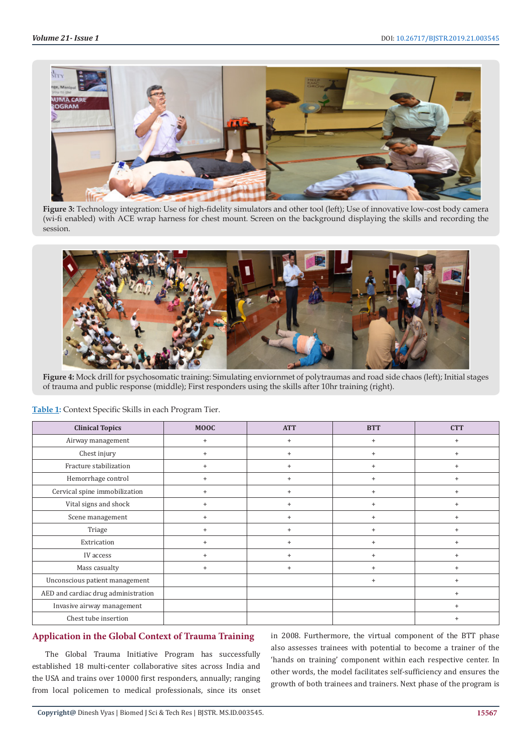**Figure 3:** Technology integration: Use of high-fidelity simulators and other tool (left); Use of innovative low-cost body camera (wi-fi enabled) with ACE wrap harness for chest mount. Screen on the background displaying the skills and recording the session.

**Figure 4:** Mock drill for psychosomatic training: Simulating enviornmet of polytraumas and road side chaos (left); Initial stages of trauma and public response (middle); First responders using the skills after 10hr training (right).

**Table 1:** Context Specific Skills in each Program Tier.

| Clinical Topics | MOOC | ATT | BTT | CTT |
|---|---|---|---|---|
| Airway management | + | + | + | + |
| Chest injury | + | + | + | + |
| Fracture stabilization | + | + | + | + |
| Hemorrhage control | + | + | + | + |
| Cervical spine immobilization | + | + | + | + |
| Vital signs and shock | + | + | + | + |
| Scene management | + | + | + | + |
| Triage | + | + | + | + |
| Extrication | + | + | + | + |
| IV access | + | + | + | + |
| Mass casualty | + | + | + | + |
| Unconscious patient management | | | + | + |
| AED and cardiac drug administration | | | | + |
| Invasive airway management | | | | + |
| Chest tube insertion | | | | + |

## Application in the Global Context of Trauma Training

The Global Trauma Initiative Program has successfully established 18 multi-center collaborative sites across India and the USA and trains over 10000 first responders, annually; ranging from local policemen to medical professionals, since its onset in 2008. Furthermore, the virtual component of the BTT phase also assesses trainees with potential to become a trainer of the 'hands on training' component within each respective center. In other words, the model facilitates self-sufficiency and ensures the growth of both trainees and trainers. Next phase of the program is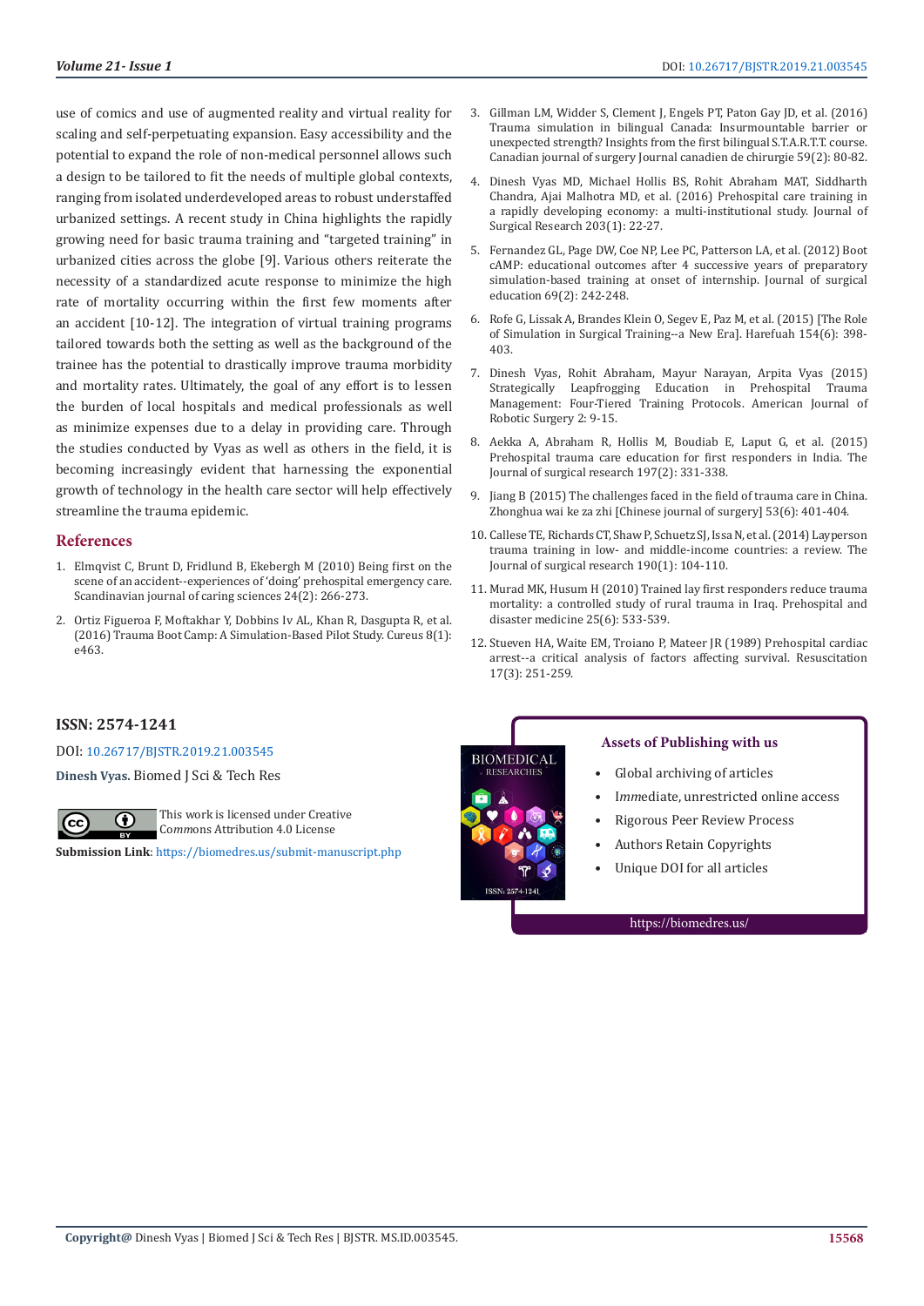use of comics and use of augmented reality and virtual reality for scaling and self-perpetuating expansion. Easy accessibility and the potential to expand the role of non-medical personnel allows such a design to be tailored to fit the needs of multiple global contexts, ranging from isolated underdeveloped areas to robust understaffed urbanized settings. A recent study in China highlights the rapidly growing need for basic trauma training and "targeted training" in urbanized cities across the globe [9]. Various others reiterate the necessity of a standardized acute response to minimize the high rate of mortality occurring within the first few moments after an accident [10-12]. The integration of virtual training programs tailored towards both the setting as well as the background of the trainee has the potential to drastically improve trauma morbidity and mortality rates. Ultimately, the goal of any effort is to lessen the burden of local hospitals and medical professionals as well as minimize expenses due to a delay in providing care. Through the studies conducted by Vyas as well as others in the field, it is becoming increasingly evident that harnessing the exponential growth of technology in the health care sector will help effectively streamline the trauma epidemic.

## References

1. Elmqvist C, Brunt D, Fridlund B, Ekebergh M (2010) Being first on the scene of an accident--experiences of 'doing' prehospital emergency care. Scandinavian journal of caring sciences 24(2): 266-273.
2. Ortiz Figueroa F, Moftakhar Y, Dobbins Iv AL, Khan R, Dasgupta R, et al. (2016) Trauma Boot Camp: A Simulation-Based Pilot Study. Cureus 8(1): e463.
3. Gillman LM, Widder S, Clement J, Engels PT, Paton Gay JD, et al. (2016) Trauma simulation in bilingual Canada: Insurmountable barrier or unexpected strength? Insights from the first bilingual S.T.A.R.T.T. course. Canadian journal of surgery Journal canadien de chirurgie 59(2): 80-82.
4. Dinesh Vyas MD, Michael Hollis BS, Rohit Abraham MAT, Siddharth Chandra, Ajai Malhotra MD, et al. (2016) Prehospital care training in a rapidly developing economy: a multi-institutional study. Journal of Surgical Research 203(1): 22-27.
5. Fernandez GL, Page DW, Coe NP, Lee PC, Patterson LA, et al. (2012) Boot cAMP: educational outcomes after 4 successive years of preparatory simulation-based training at onset of internship. Journal of surgical education 69(2): 242-248.
6. Rofe G, Lissak A, Brandes Klein O, Segev E, Paz M, et al. (2015) [The Role of Simulation in Surgical Training--a New Era]. Harefuah 154(6): 398-403.
7. Dinesh Vyas, Rohit Abraham, Mayur Narayan, Arpita Vyas (2015) Strategically Leapfrogging Education in Prehospital Trauma Management: Four-Tiered Training Protocols. American Journal of Robotic Surgery 2: 9-15.
8. Aekka A, Abraham R, Hollis M, Boudiab E, Laput G, et al. (2015) Prehospital trauma care education for first responders in India. The Journal of surgical research 197(2): 331-338.
9. Jiang B (2015) The challenges faced in the field of trauma care in China. Zhonghua wai ke za zhi [Chinese journal of surgery] 53(6): 401-404.
10. Callese TE, Richards CT, Shaw P, Schuetz SJ, Issa N, et al. (2014) Layperson trauma training in low- and middle-income countries: a review. The Journal of surgical research 190(1): 104-110.
11. Murad MK, Husum H (2010) Trained lay first responders reduce trauma mortality: a controlled study of rural trauma in Iraq. Prehospital and disaster medicine 25(6): 533-539.
12. Stueven HA, Waite EM, Troiano P, Mateer JR (1989) Prehospital cardiac arrest--a critical analysis of factors affecting survival. Resuscitation 17(3): 251-259.

**ISSN: 2574-1241**

DOI: 10.26717/BJSTR.2019.21.003545

**Dinesh Vyas.** Biomed J Sci & Tech Res

This work is licensed under Creative Commons Attribution 4.0 License

**Submission Link**: https://biomedres.us/submit-manuscript.php

**Assets of Publishing with us**

- Global archiving of articles
- Immediate, unrestricted online access
- Rigorous Peer Review Process
- Authors Retain Copyrights
- Unique DOI for all articles

https://biomedres.us/